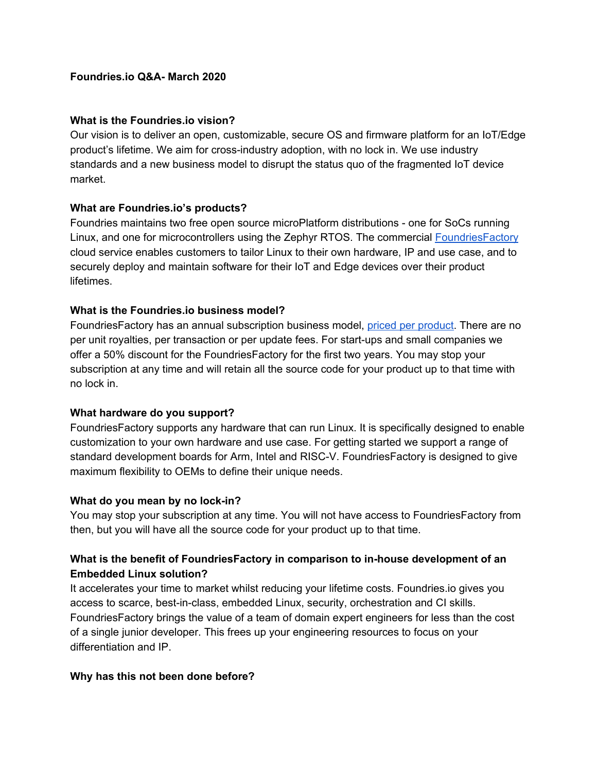# Foundries.io Q&A- March 2020

### What is the Foundries.io vision?

Our vision is to deliver an open, customizable, secure OS and firmware platform for an IoT/Edge product's lifetime. We aim for cross-industry adoption, with no lock in. We use industry standards and a new business model to disrupt the status quo of the fragmented IoT device market.

### What are Foundries.io's products?

Foundries maintains two free open source microPlatform distributions - one for SoCs running Linux, and one for microcontrollers using the Zephyr RTOS. The commercial FoundriesFactory cloud service enables customers to tailor Linux to their own hardware, IP and use case, and to securely deploy and maintain software for their IoT and Edge devices over their product lifetimes.

### What is the Foundries.io business model?

FoundriesFactory has an annual subscription business model, priced per product. There are no per unit royalties, per transaction or per update fees. For start-ups and small companies we offer a 50% discount for the FoundriesFactory for the first two years. You may stop your subscription at any time and will retain all the source code for your product up to that time with no lock in.

### What hardware do you support?

FoundriesFactory supports any hardware that can run Linux. It is specifically designed to enable customization to your own hardware and use case. For getting started we support a range of standard development boards for Arm, Intel and RISC-V. FoundriesFactory is designed to give maximum flexibility to OEMs to define their unique needs.

### What do you mean by no lock-in?

You may stop your subscription at any time. You will not have access to FoundriesFactory from then, but you will have all the source code for your product up to that time.

### What is the benefit of FoundriesFactory in comparison to in-house development of an Embedded Linux solution?

It accelerates your time to market whilst reducing your lifetime costs. Foundries.io gives you access to scarce, best-in-class, embedded Linux, security, orchestration and CI skills. FoundriesFactory brings the value of a team of domain expert engineers for less than the cost of a single junior developer. This frees up your engineering resources to focus on your differentiation and IP.

### Why has this not been done before?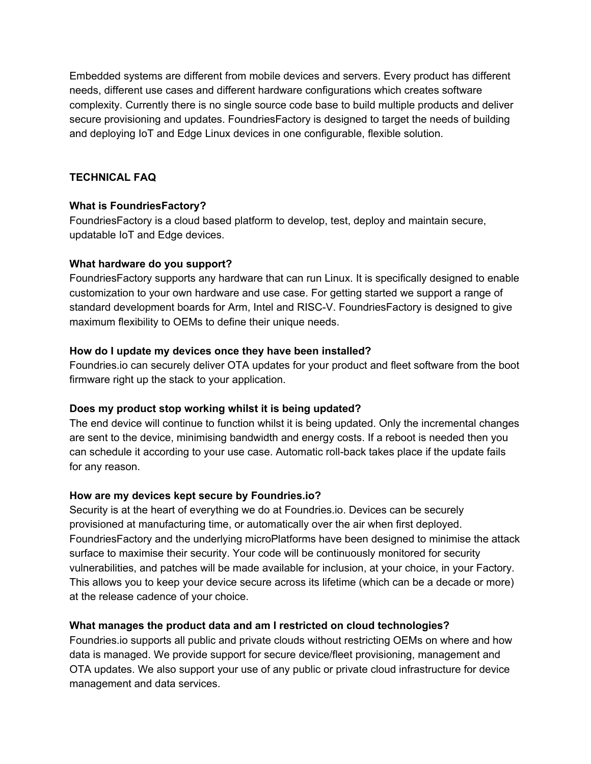Embedded systems are different from mobile devices and servers. Every product has different needs, different use cases and different hardware configurations which creates software complexity. Currently there is no single source code base to build multiple products and deliver secure provisioning and updates. FoundriesFactory is designed to target the needs of building and deploying IoT and Edge Linux devices in one configurable, flexible solution.

## TECHNICAL FAQ

**What is FoundriesFactory?**
FoundriesFactory is a cloud based platform to develop, test, deploy and maintain secure, updatable IoT and Edge devices.

**What hardware do you support?**
FoundriesFactory supports any hardware that can run Linux. It is specifically designed to enable customization to your own hardware and use case. For getting started we support a range of standard development boards for Arm, Intel and RISC-V. FoundriesFactory is designed to give maximum flexibility to OEMs to define their unique needs.

**How do I update my devices once they have been installed?**
Foundries.io can securely deliver OTA updates for your product and fleet software from the boot firmware right up the stack to your application.

**Does my product stop working whilst it is being updated?**
The end device will continue to function whilst it is being updated. Only the incremental changes are sent to the device, minimising bandwidth and energy costs. If a reboot is needed then you can schedule it according to your use case. Automatic roll-back takes place if the update fails for any reason.

**How are my devices kept secure by Foundries.io?**
Security is at the heart of everything we do at Foundries.io. Devices can be securely provisioned at manufacturing time, or automatically over the air when first deployed. FoundriesFactory and the underlying microPlatforms have been designed to minimise the attack surface to maximise their security. Your code will be continuously monitored for security vulnerabilities, and patches will be made available for inclusion, at your choice, in your Factory. This allows you to keep your device secure across its lifetime (which can be a decade or more) at the release cadence of your choice.

**What manages the product data and am I restricted on cloud technologies?**
Foundries.io supports all public and private clouds without restricting OEMs on where and how data is managed. We provide support for secure device/fleet provisioning, management and OTA updates. We also support your use of any public or private cloud infrastructure for device management and data services.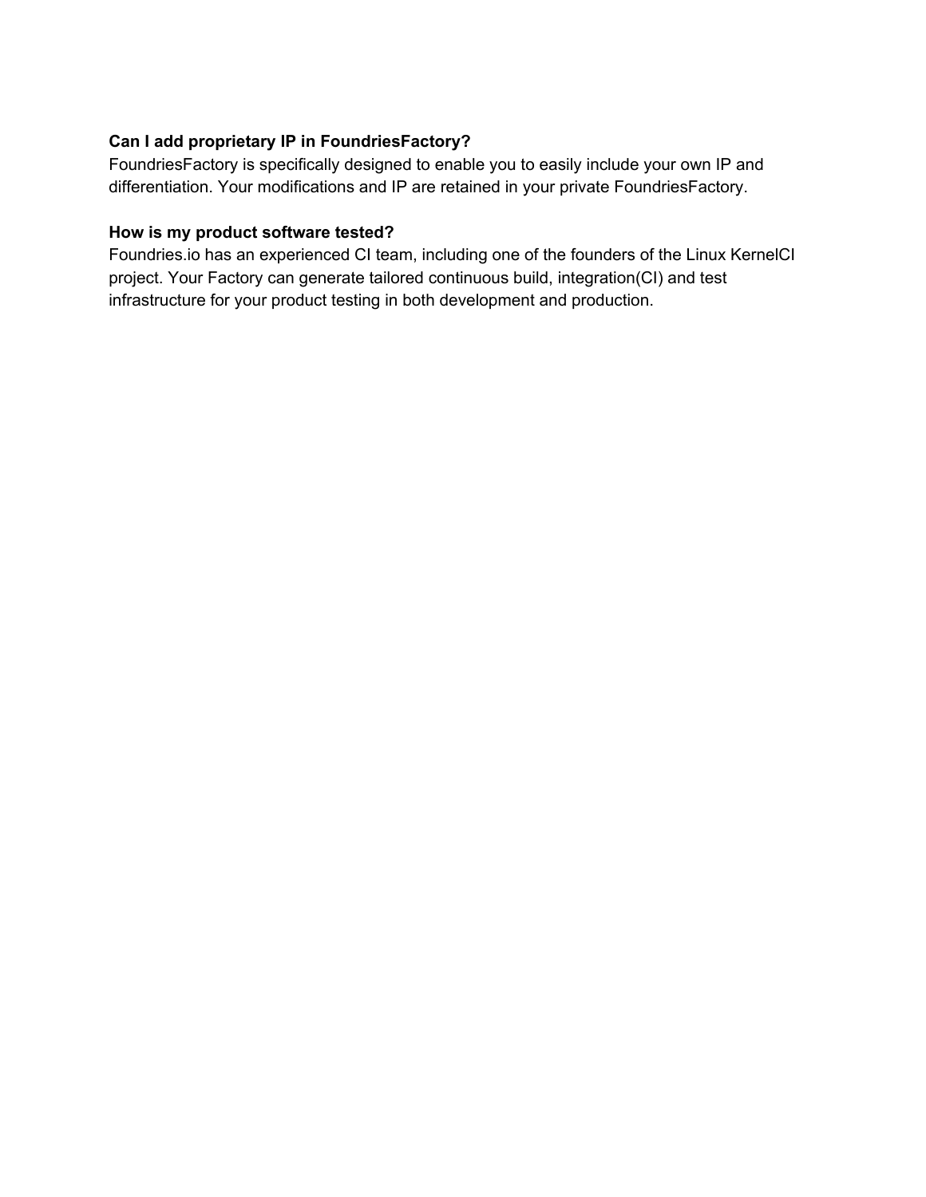**Can I add proprietary IP in FoundriesFactory?**
FoundriesFactory is specifically designed to enable you to easily include your own IP and differentiation. Your modifications and IP are retained in your private FoundriesFactory.

**How is my product software tested?**
Foundries.io has an experienced CI team, including one of the founders of the Linux KernelCI project. Your Factory can generate tailored continuous build, integration(CI) and test infrastructure for your product testing in both development and production.